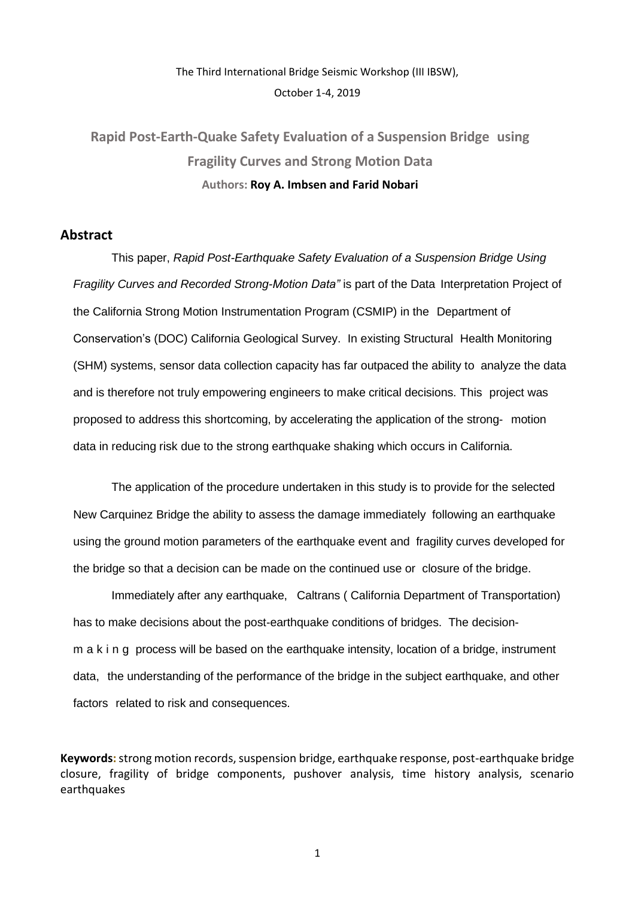The Third International Bridge Seismic Workshop (III IBSW),

October 1-4, 2019

# Rapid Post-Earth-Quake Safety Evaluation of a Suspension Bridge using Fragility Curves and Strong Motion Data

**Authors: Roy A. Imbsen and Farid Nobari**

## Abstract

This paper, *Rapid Post-Earthquake Safety Evaluation of a Suspension Bridge Using Fragility Curves and Recorded Strong-Motion Data"* is part of the Data Interpretation Project of the California Strong Motion Instrumentation Program (CSMIP) in the Department of Conservation's (DOC) California Geological Survey. In existing Structural Health Monitoring (SHM) systems, sensor data collection capacity has far outpaced the ability to analyze the data and is therefore not truly empowering engineers to make critical decisions. This project was proposed to address this shortcoming, by accelerating the application of the strong- motion data in reducing risk due to the strong earthquake shaking which occurs in California.

The application of the procedure undertaken in this study is to provide for the selected New Carquinez Bridge the ability to assess the damage immediately following an earthquake using the ground motion parameters of the earthquake event and fragility curves developed for the bridge so that a decision can be made on the continued use or closure of the bridge.

Immediately after any earthquake, Caltrans ( California Department of Transportation) has to make decisions about the post-earthquake conditions of bridges. The decision-making process will be based on the earthquake intensity, location of a bridge, instrument data, the understanding of the performance of the bridge in the subject earthquake, and other factors related to risk and consequences.

**Keywords:** strong motion records, suspension bridge, earthquake response, post-earthquake bridge closure, fragility of bridge components, pushover analysis, time history analysis, scenario earthquakes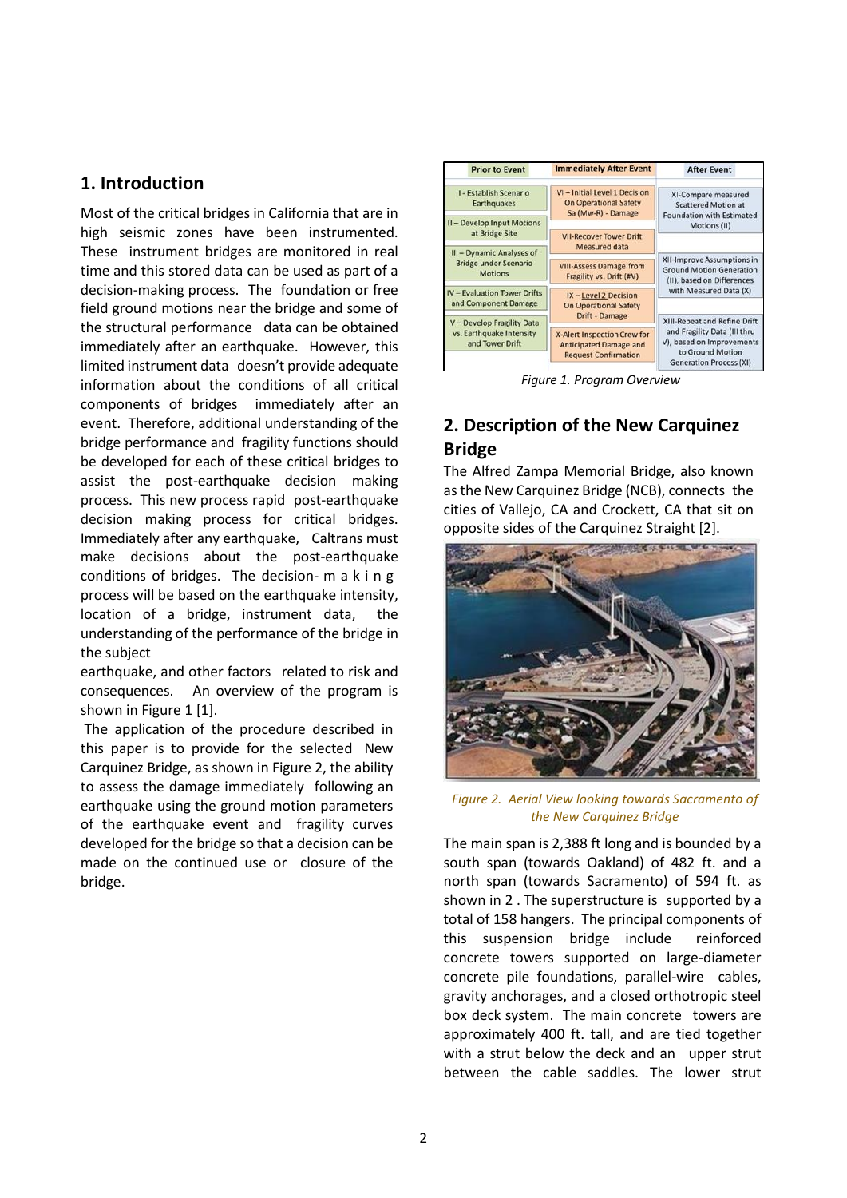## 1. Introduction

Most of the critical bridges in California that are in high seismic zones have been instrumented. These instrument bridges are monitored in real time and this stored data can be used as part of a decision-making process. The foundation or free field ground motions near the bridge and some of the structural performance data can be obtained immediately after an earthquake. However, this limited instrument data doesn't provide adequate information about the conditions of all critical components of bridges immediately after an event. Therefore, additional understanding of the bridge performance and fragility functions should be developed for each of these critical bridges to assist the post-earthquake decision making process. This new process rapid post-earthquake decision making process for critical bridges. Immediately after any earthquake, Caltrans must make decisions about the post-earthquake conditions of bridges. The decision- m a k i n g process will be based on the earthquake intensity, location of a bridge, instrument data, the understanding of the performance of the bridge in the subject earthquake, and other factors related to risk and consequences. An overview of the program is shown in Figure 1 [1].

The application of the procedure described in this paper is to provide for the selected New Carquinez Bridge, as shown in Figure 2, the ability to assess the damage immediately following an earthquake using the ground motion parameters of the earthquake event and fragility curves developed for the bridge so that a decision can be made on the continued use or closure of the bridge.

| Prior to Event | Immediately After Event | After Event |
|---|---|---|
| I - Establish Scenario Earthquakes | VI – Initial Level 1 Decision On Operational Safety Sa (Mw-R) - Damage | XI-Compare measured Scattered Motion at Foundation with Estimated Motions (II) |
| II – Develop Input Motions at Bridge Site | VII-Recover Tower Drift Measured data | XII-Improve Assumptions in Ground Motion Generation (II), based on Differences with Measured Data (X) |
| III – Dynamic Analyses of Bridge under Scenario Motions | VIII-Assess Damage from Fragility vs. Drift (#V) | |
| IV – Evaluation Tower Drifts and Component Damage | IX – Level 2 Decision On Operational Safety Drift - Damage | XIII-Repeat and Refine Drift and Fragility Data (III thru V), based on Improvements to Ground Motion Generation Process (XI) |
| V – Develop Fragility Data vs. Earthquake Intensity and Tower Drift | X-Alert Inspection Crew for Anticipated Damage and Request Confirmation | |

*Figure 1. Program Overview*

## 2. Description of the New Carquinez Bridge

The Alfred Zampa Memorial Bridge, also known as the New Carquinez Bridge (NCB), connects the cities of Vallejo, CA and Crockett, CA that sit on opposite sides of the Carquinez Straight [2].

*Figure 2. Aerial View looking towards Sacramento of the New Carquinez Bridge*

The main span is 2,388 ft long and is bounded by a south span (towards Oakland) of 482 ft. and a north span (towards Sacramento) of 594 ft. as shown in 2 . The superstructure is supported by a total of 158 hangers. The principal components of this suspension bridge include reinforced concrete towers supported on large-diameter concrete pile foundations, parallel-wire cables, gravity anchorages, and a closed orthotropic steel box deck system. The main concrete towers are approximately 400 ft. tall, and are tied together with a strut below the deck and an upper strut between the cable saddles. The lower strut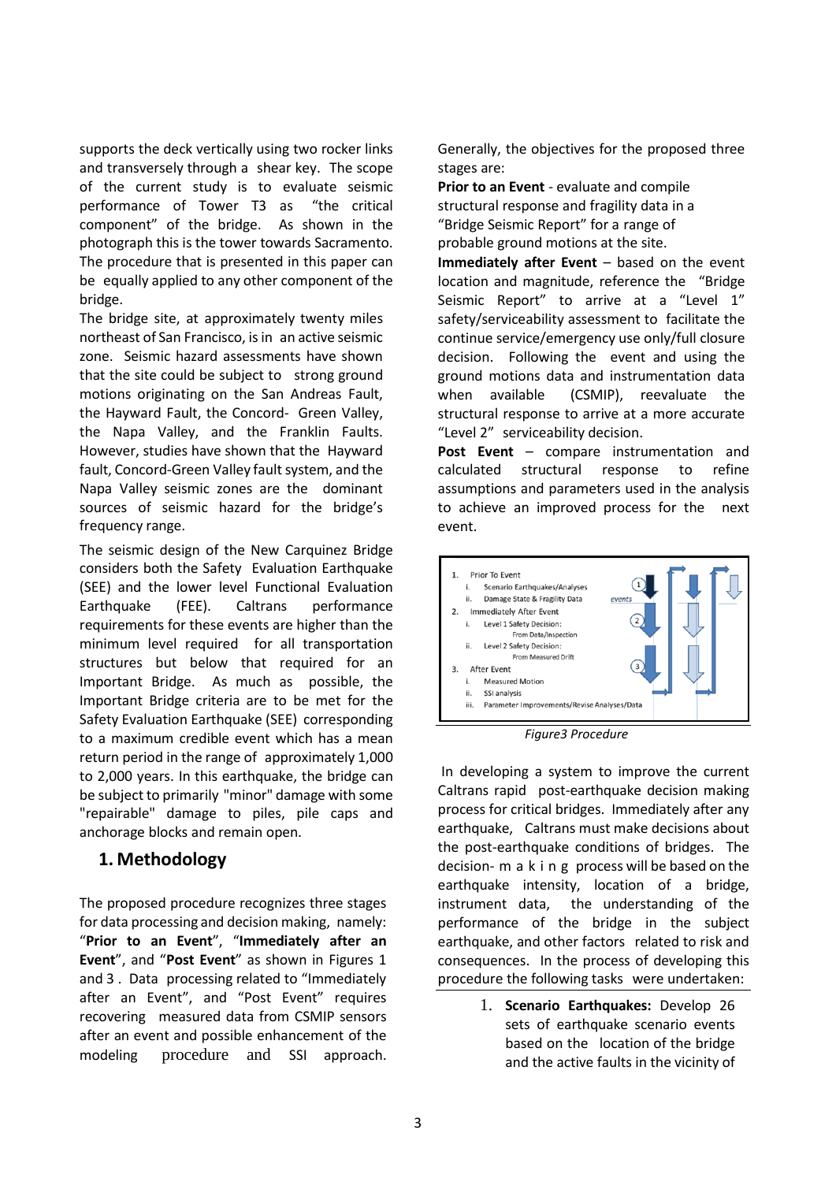supports the deck vertically using two rocker links and transversely through a shear key. The scope of the current study is to evaluate seismic performance of Tower T3 as "the critical component" of the bridge. As shown in the photograph this is the tower towards Sacramento. The procedure that is presented in this paper can be equally applied to any other component of the bridge.

The bridge site, at approximately twenty miles northeast of San Francisco, is in an active seismic zone. Seismic hazard assessments have shown that the site could be subject to strong ground motions originating on the San Andreas Fault, the Hayward Fault, the Concord- Green Valley, the Napa Valley, and the Franklin Faults. However, studies have shown that the Hayward fault, Concord-Green Valley fault system, and the Napa Valley seismic zones are the dominant sources of seismic hazard for the bridge's frequency range.

The seismic design of the New Carquinez Bridge considers both the Safety Evaluation Earthquake (SEE) and the lower level Functional Evaluation Earthquake (FEE). Caltrans performance requirements for these events are higher than the minimum level required for all transportation structures but below that required for an Important Bridge. As much as possible, the Important Bridge criteria are to be met for the Safety Evaluation Earthquake (SEE) corresponding to a maximum credible event which has a mean return period in the range of approximately 1,000 to 2,000 years. In this earthquake, the bridge can be subject to primarily "minor" damage with some "repairable" damage to piles, pile caps and anchorage blocks and remain open.

## 1. Methodology

The proposed procedure recognizes three stages for data processing and decision making, namely: "**Prior to an Event**", "**Immediately after an Event**", and "**Post Event**" as shown in Figures 1 and 3 . Data processing related to "Immediately after an Event", and "Post Event" requires recovering measured data from CSMIP sensors after an event and possible enhancement of the modeling procedure and SSI approach.

Generally, the objectives for the proposed three stages are:

**Prior to an Event** - evaluate and compile structural response and fragility data in a "Bridge Seismic Report" for a range of probable ground motions at the site.

**Immediately after Event** – based on the event location and magnitude, reference the "Bridge Seismic Report" to arrive at a "Level 1" safety/serviceability assessment to facilitate the continue service/emergency use only/full closure decision. Following the event and using the ground motions data and instrumentation data when available (CSMIP), reevaluate the structural response to arrive at a more accurate "Level 2" serviceability decision.

**Post Event** – compare instrumentation and calculated structural response to refine assumptions and parameters used in the analysis to achieve an improved process for the next event.

1. Prior To Event
   i. Scenario Earthquakes/Analyses
   ii. Damage State & Fragility Data
2. Immediately After Event
   i. Level 1 Safety Decision: From Data/Inspection
   ii. Level 2 Safety Decision: From Measured Drift
3. After Event
   i. Measured Motion
   ii. SSI analysis
   iii. Parameter Improvements/Revise Analyses/Data

*Figure3 Procedure*

In developing a system to improve the current Caltrans rapid post-earthquake decision making process for critical bridges. Immediately after any earthquake, Caltrans must make decisions about the post-earthquake conditions of bridges. The decision-making process will be based on the earthquake intensity, location of a bridge, instrument data, the understanding of the performance of the bridge in the subject earthquake, and other factors related to risk and consequences. In the process of developing this procedure the following tasks were undertaken:

1. **Scenario Earthquakes:** Develop 26 sets of earthquake scenario events based on the location of the bridge and the active faults in the vicinity of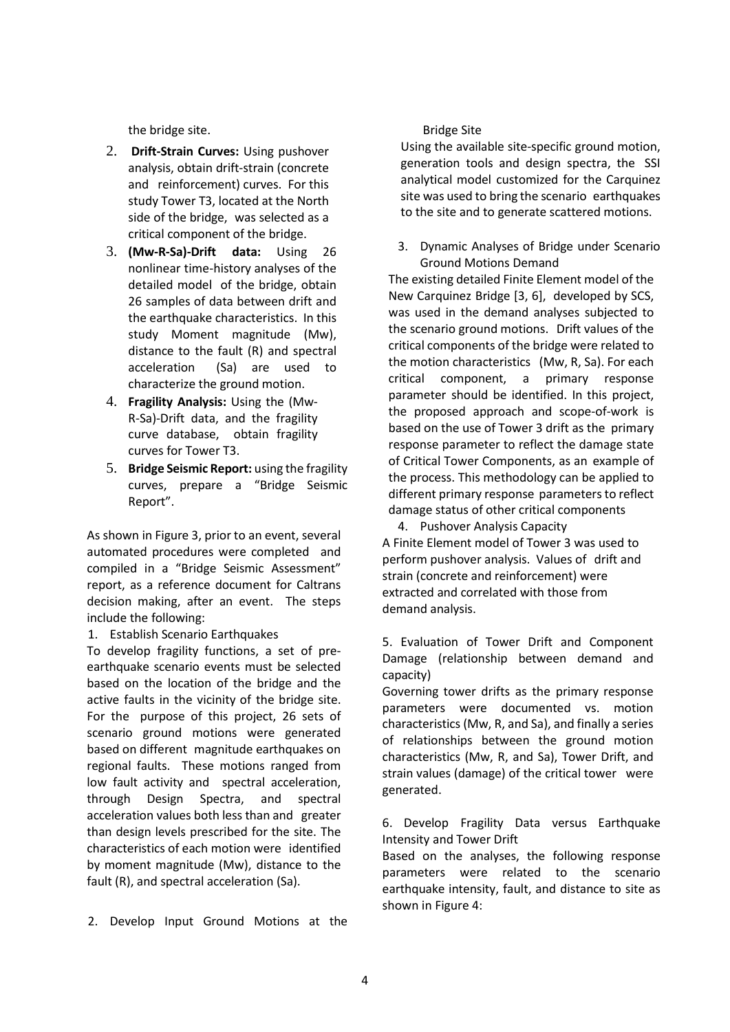the bridge site.

2. **Drift-Strain Curves:** Using pushover analysis, obtain drift-strain (concrete and reinforcement) curves. For this study Tower T3, located at the North side of the bridge, was selected as a critical component of the bridge.
3. **(Mw-R-Sa)-Drift data:** Using 26 nonlinear time-history analyses of the detailed model of the bridge, obtain 26 samples of data between drift and the earthquake characteristics. In this study Moment magnitude (Mw), distance to the fault (R) and spectral acceleration (Sa) are used to characterize the ground motion.
4. **Fragility Analysis:** Using the (Mw-R-Sa)-Drift data, and the fragility curve database, obtain fragility curves for Tower T3.
5. **Bridge Seismic Report:** using the fragility curves, prepare a "Bridge Seismic Report".

As shown in Figure 3, prior to an event, several automated procedures were completed and compiled in a "Bridge Seismic Assessment" report, as a reference document for Caltrans decision making, after an event. The steps include the following:

1. Establish Scenario Earthquakes

To develop fragility functions, a set of pre-earthquake scenario events must be selected based on the location of the bridge and the active faults in the vicinity of the bridge site. For the purpose of this project, 26 sets of scenario ground motions were generated based on different magnitude earthquakes on regional faults. These motions ranged from low fault activity and spectral acceleration, through Design Spectra, and spectral acceleration values both less than and greater than design levels prescribed for the site. The characteristics of each motion were identified by moment magnitude (Mw), distance to the fault (R), and spectral acceleration (Sa).

2. Develop Input Ground Motions at the Bridge Site

Using the available site-specific ground motion, generation tools and design spectra, the SSI analytical model customized for the Carquinez site was used to bring the scenario earthquakes to the site and to generate scattered motions.

3. Dynamic Analyses of Bridge under Scenario Ground Motions Demand

The existing detailed Finite Element model of the New Carquinez Bridge [3, 6], developed by SCS, was used in the demand analyses subjected to the scenario ground motions. Drift values of the critical components of the bridge were related to the motion characteristics (Mw, R, Sa). For each critical component, a primary response parameter should be identified. In this project, the proposed approach and scope-of-work is based on the use of Tower 3 drift as the primary response parameter to reflect the damage state of Critical Tower Components, as an example of the process. This methodology can be applied to different primary response parameters to reflect damage status of other critical components

4. Pushover Analysis Capacity

A Finite Element model of Tower 3 was used to perform pushover analysis. Values of drift and strain (concrete and reinforcement) were extracted and correlated with those from demand analysis.

5. Evaluation of Tower Drift and Component Damage (relationship between demand and capacity)

Governing tower drifts as the primary response parameters were documented vs. motion characteristics (Mw, R, and Sa), and finally a series of relationships between the ground motion characteristics (Mw, R, and Sa), Tower Drift, and strain values (damage) of the critical tower were generated.

6. Develop Fragility Data versus Earthquake Intensity and Tower Drift

Based on the analyses, the following response parameters were related to the scenario earthquake intensity, fault, and distance to site as shown in Figure 4: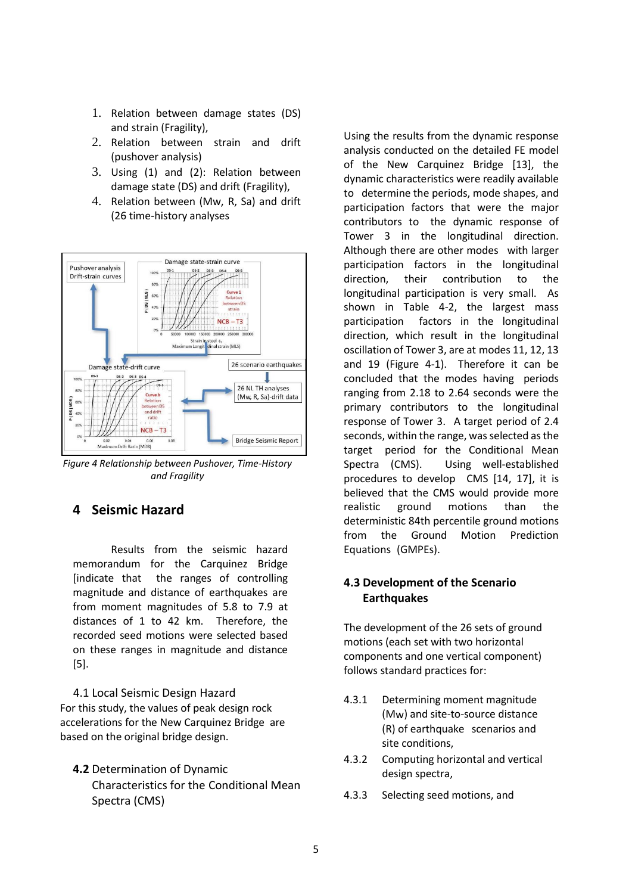1. Relation between damage states (DS) and strain (Fragility),
2. Relation between strain and drift (pushover analysis)
3. Using (1) and (2): Relation between damage state (DS) and drift (Fragility),
4. Relation between (Mw, R, Sa) and drift (26 time-history analyses

*Figure 4 Relationship between Pushover, Time-History and Fragility*

## 4 Seismic Hazard

Results from the seismic hazard memorandum for the Carquinez Bridge [indicate that the ranges of controlling magnitude and distance of earthquakes are from moment magnitudes of 5.8 to 7.9 at distances of 1 to 42 km. Therefore, the recorded seed motions were selected based on these ranges in magnitude and distance [5].

### 4.1 Local Seismic Design Hazard

For this study, the values of peak design rock accelerations for the New Carquinez Bridge are based on the original bridge design.

### **4.2** Determination of Dynamic Characteristics for the Conditional Mean Spectra (CMS)

Using the results from the dynamic response analysis conducted on the detailed FE model of the New Carquinez Bridge [13], the dynamic characteristics were readily available to determine the periods, mode shapes, and participation factors that were the major contributors to the dynamic response of Tower 3 in the longitudinal direction. Although there are other modes with larger participation factors in the longitudinal direction, their contribution to the longitudinal participation is very small. As shown in Table 4-2, the largest mass participation factors in the longitudinal direction, which result in the longitudinal oscillation of Tower 3, are at modes 11, 12, 13 and 19 (Figure 4-1). Therefore it can be concluded that the modes having periods ranging from 2.18 to 2.64 seconds were the primary contributors to the longitudinal response of Tower 3. A target period of 2.4 seconds, within the range, was selected as the target period for the Conditional Mean Spectra (CMS). Using well-established procedures to develop CMS [14, 17], it is believed that the CMS would provide more realistic ground motions than the deterministic 84th percentile ground motions from the Ground Motion Prediction Equations (GMPEs).

### 4.3 Development of the Scenario Earthquakes

The development of the 26 sets of ground motions (each set with two horizontal components and one vertical component) follows standard practices for:

4.3.1 Determining moment magnitude (Mw) and site-to-source distance (R) of earthquake scenarios and site conditions,

4.3.2 Computing horizontal and vertical design spectra,

4.3.3 Selecting seed motions, and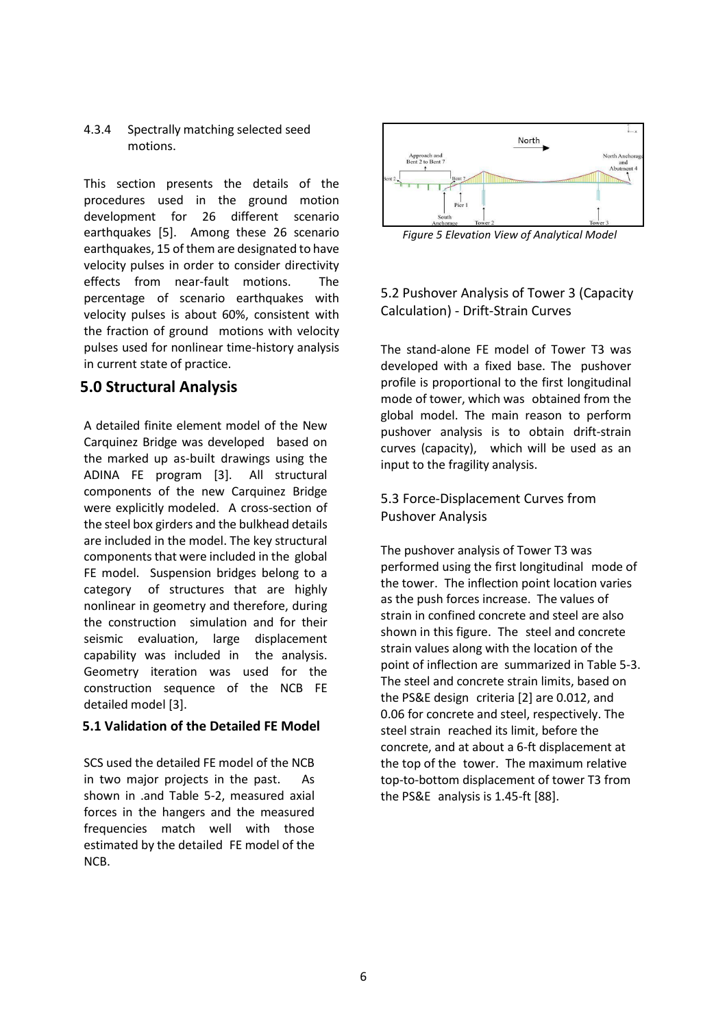4.3.4 Spectrally matching selected seed motions.

This section presents the details of the procedures used in the ground motion development for 26 different scenario earthquakes [5]. Among these 26 scenario earthquakes, 15 of them are designated to have velocity pulses in order to consider directivity effects from near-fault motions. The percentage of scenario earthquakes with velocity pulses is about 60%, consistent with the fraction of ground motions with velocity pulses used for nonlinear time-history analysis in current state of practice.

## 5.0 Structural Analysis

A detailed finite element model of the New Carquinez Bridge was developed based on the marked up as-built drawings using the ADINA FE program [3]. All structural components of the new Carquinez Bridge were explicitly modeled. A cross-section of the steel box girders and the bulkhead details are included in the model. The key structural components that were included in the global FE model. Suspension bridges belong to a category of structures that are highly nonlinear in geometry and therefore, during the construction simulation and for their seismic evaluation, large displacement capability was included in the analysis. Geometry iteration was used for the construction sequence of the NCB FE detailed model [3].

### 5.1 Validation of the Detailed FE Model

SCS used the detailed FE model of the NCB in two major projects in the past. As shown in .and Table 5-2, measured axial forces in the hangers and the measured frequencies match well with those estimated by the detailed FE model of the NCB.

*Figure 5 Elevation View of Analytical Model*

### 5.2 Pushover Analysis of Tower 3 (Capacity Calculation) - Drift-Strain Curves

The stand-alone FE model of Tower T3 was developed with a fixed base. The pushover profile is proportional to the first longitudinal mode of tower, which was obtained from the global model. The main reason to perform pushover analysis is to obtain drift-strain curves (capacity), which will be used as an input to the fragility analysis.

### 5.3 Force-Displacement Curves from Pushover Analysis

The pushover analysis of Tower T3 was performed using the first longitudinal mode of the tower. The inflection point location varies as the push forces increase. The values of strain in confined concrete and steel are also shown in this figure. The steel and concrete strain values along with the location of the point of inflection are summarized in Table 5-3. The steel and concrete strain limits, based on the PS&E design criteria [2] are 0.012, and 0.06 for concrete and steel, respectively. The steel strain reached its limit, before the concrete, and at about a 6-ft displacement at the top of the tower. The maximum relative top-to-bottom displacement of tower T3 from the PS&E analysis is 1.45-ft [88].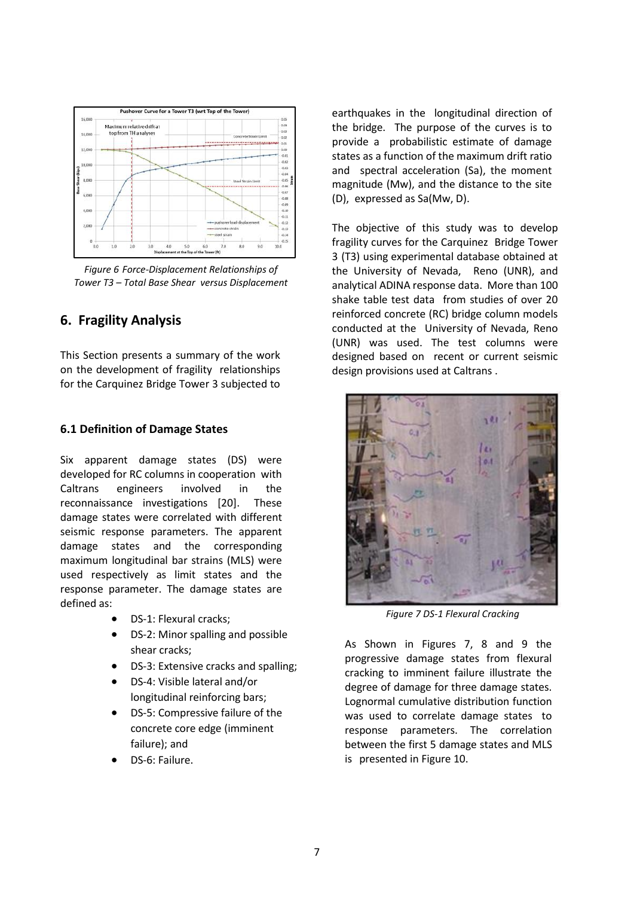Figure 6 Force-Displacement Relationships of Tower T3 – Total Base Shear versus Displacement

## 6. Fragility Analysis

This Section presents a summary of the work on the development of fragility relationships for the Carquinez Bridge Tower 3 subjected to earthquakes in the longitudinal direction of the bridge. The purpose of the curves is to provide a probabilistic estimate of damage states as a function of the maximum drift ratio and spectral acceleration (Sa), the moment magnitude (Mw), and the distance to the site (D), expressed as Sa(Mw, D).

The objective of this study was to develop fragility curves for the Carquinez Bridge Tower 3 (T3) using experimental database obtained at the University of Nevada, Reno (UNR), and analytical ADINA response data. More than 100 shake table test data from studies of over 20 reinforced concrete (RC) bridge column models conducted at the University of Nevada, Reno (UNR) was used. The test columns were designed based on recent or current seismic design provisions used at Caltrans .

### 6.1 Definition of Damage States

Six apparent damage states (DS) were developed for RC columns in cooperation with Caltrans engineers involved in the reconnaissance investigations [20]. These damage states were correlated with different seismic response parameters. The apparent damage states and the corresponding maximum longitudinal bar strains (MLS) were used respectively as limit states and the response parameter. The damage states are defined as:

- DS-1: Flexural cracks;
- DS-2: Minor spalling and possible shear cracks;
- DS-3: Extensive cracks and spalling;
- DS-4: Visible lateral and/or longitudinal reinforcing bars;
- DS-5: Compressive failure of the concrete core edge (imminent failure); and
- DS-6: Failure.

Figure 7 DS-1 Flexural Cracking

As Shown in Figures 7, 8 and 9 the progressive damage states from flexural cracking to imminent failure illustrate the degree of damage for three damage states. Lognormal cumulative distribution function was used to correlate damage states to response parameters. The correlation between the first 5 damage states and MLS is presented in Figure 10.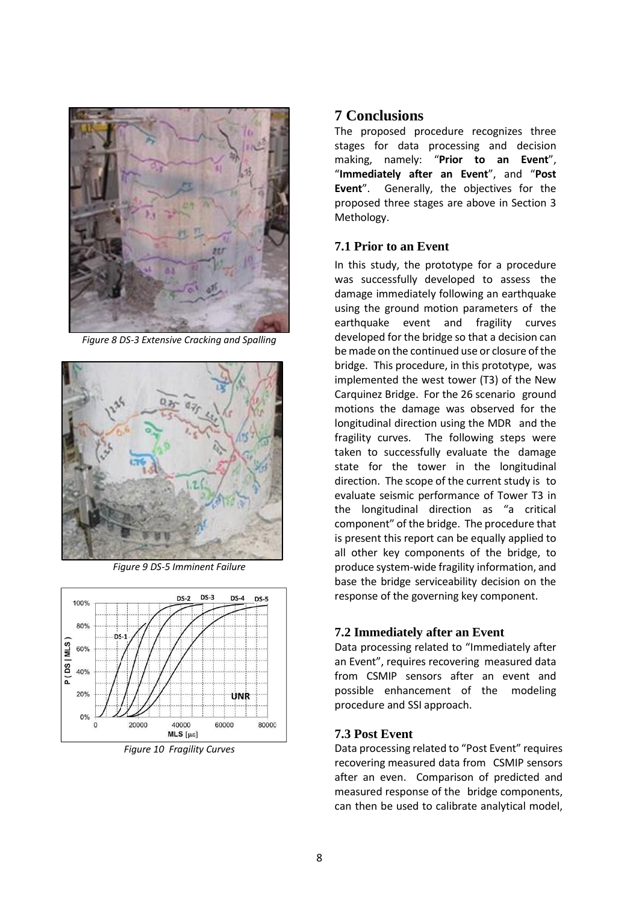*Figure 8 DS-3 Extensive Cracking and Spalling*

*Figure 9 DS-5 Imminent Failure*

*Figure 10 Fragility Curves*

# 7 Conclusions

The proposed procedure recognizes three stages for data processing and decision making, namely: "**Prior to an Event**", "**Immediately after an Event**", and "**Post Event**". Generally, the objectives for the proposed three stages are above in Section 3 Methology.

## 7.1 Prior to an Event

In this study, the prototype for a procedure was successfully developed to assess the damage immediately following an earthquake using the ground motion parameters of the earthquake event and fragility curves developed for the bridge so that a decision can be made on the continued use or closure of the bridge. This procedure, in this prototype, was implemented the west tower (T3) of the New Carquinez Bridge. For the 26 scenario ground motions the damage was observed for the longitudinal direction using the MDR and the fragility curves. The following steps were taken to successfully evaluate the damage state for the tower in the longitudinal direction. The scope of the current study is to evaluate seismic performance of Tower T3 in the longitudinal direction as "a critical component" of the bridge. The procedure that is present this report can be equally applied to all other key components of the bridge, to produce system-wide fragility information, and base the bridge serviceability decision on the response of the governing key component.

## 7.2 Immediately after an Event

Data processing related to "Immediately after an Event", requires recovering measured data from CSMIP sensors after an event and possible enhancement of the modeling procedure and SSI approach.

## 7.3 Post Event

Data processing related to "Post Event" requires recovering measured data from CSMIP sensors after an even. Comparison of predicted and measured response of the bridge components, can then be used to calibrate analytical model,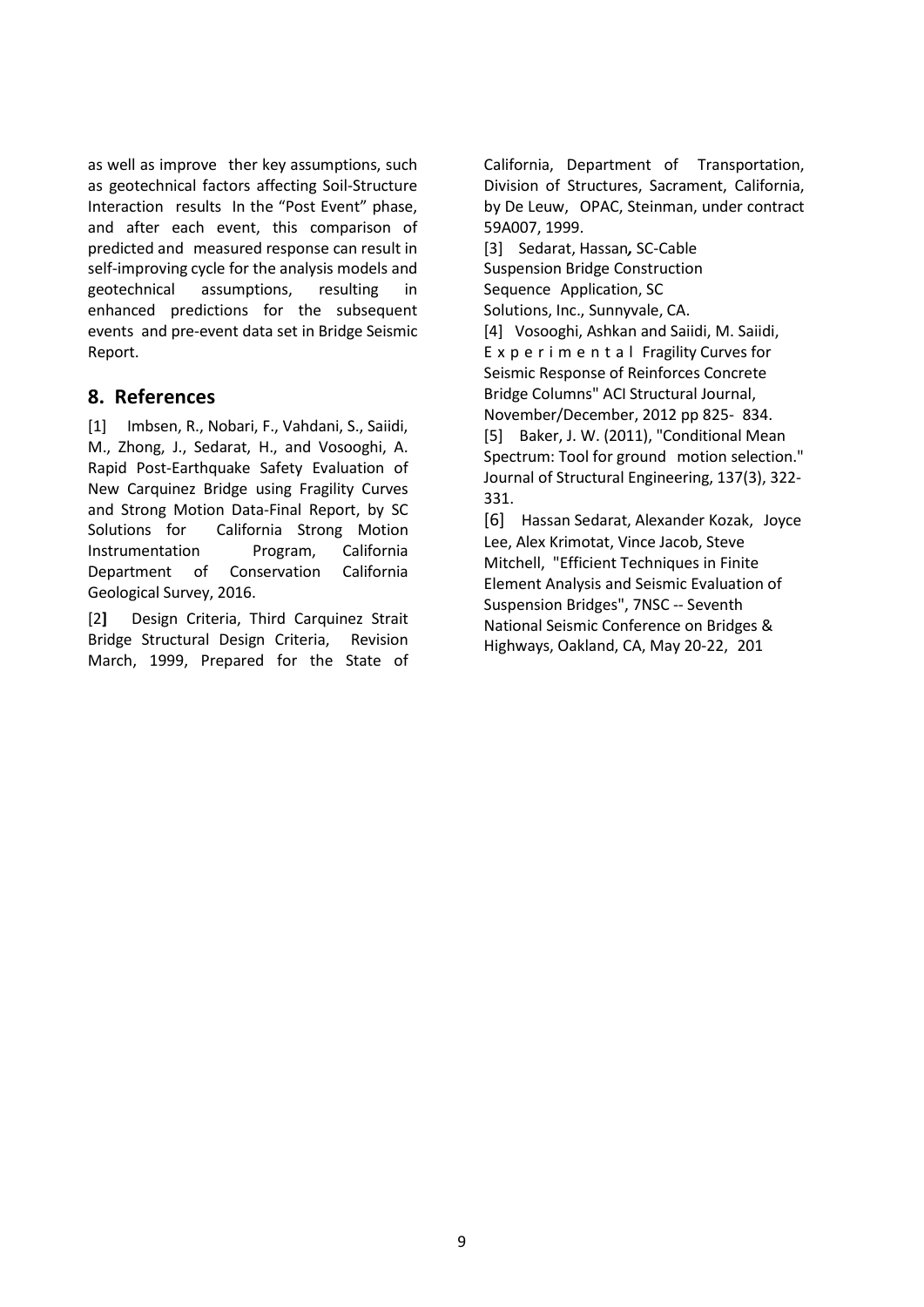as well as improve ther key assumptions, such as geotechnical factors affecting Soil-Structure Interaction results In the "Post Event" phase, and after each event, this comparison of predicted and measured response can result in self-improving cycle for the analysis models and geotechnical assumptions, resulting in enhanced predictions for the subsequent events and pre-event data set in Bridge Seismic Report.

## 8. References

[1] Imbsen, R., Nobari, F., Vahdani, S., Saiidi, M., Zhong, J., Sedarat, H., and Vosooghi, A. Rapid Post-Earthquake Safety Evaluation of New Carquinez Bridge using Fragility Curves and Strong Motion Data-Final Report, by SC Solutions for California Strong Motion Instrumentation Program, California Department of Conservation California Geological Survey, 2016.

[2] Design Criteria, Third Carquinez Strait Bridge Structural Design Criteria, Revision March, 1999, Prepared for the State of California, Department of Transportation, Division of Structures, Sacrament, California, by De Leuw, OPAC, Steinman, under contract 59A007, 1999.

[3] Sedarat, Hassan, SC-Cable Suspension Bridge Construction Sequence Application, SC Solutions, Inc., Sunnyvale, CA.

[4] Vosooghi, Ashkan and Saiidi, M. Saiidi, Experimental Fragility Curves for Seismic Response of Reinforces Concrete Bridge Columns" ACI Structural Journal, November/December, 2012 pp 825- 834.

[5] Baker, J. W. (2011), "Conditional Mean Spectrum: Tool for ground motion selection." Journal of Structural Engineering, 137(3), 322-331.

[6] Hassan Sedarat, Alexander Kozak, Joyce Lee, Alex Krimotat, Vince Jacob, Steve Mitchell, "Efficient Techniques in Finite Element Analysis and Seismic Evaluation of Suspension Bridges", 7NSC -- Seventh National Seismic Conference on Bridges & Highways, Oakland, CA, May 20-22, 201